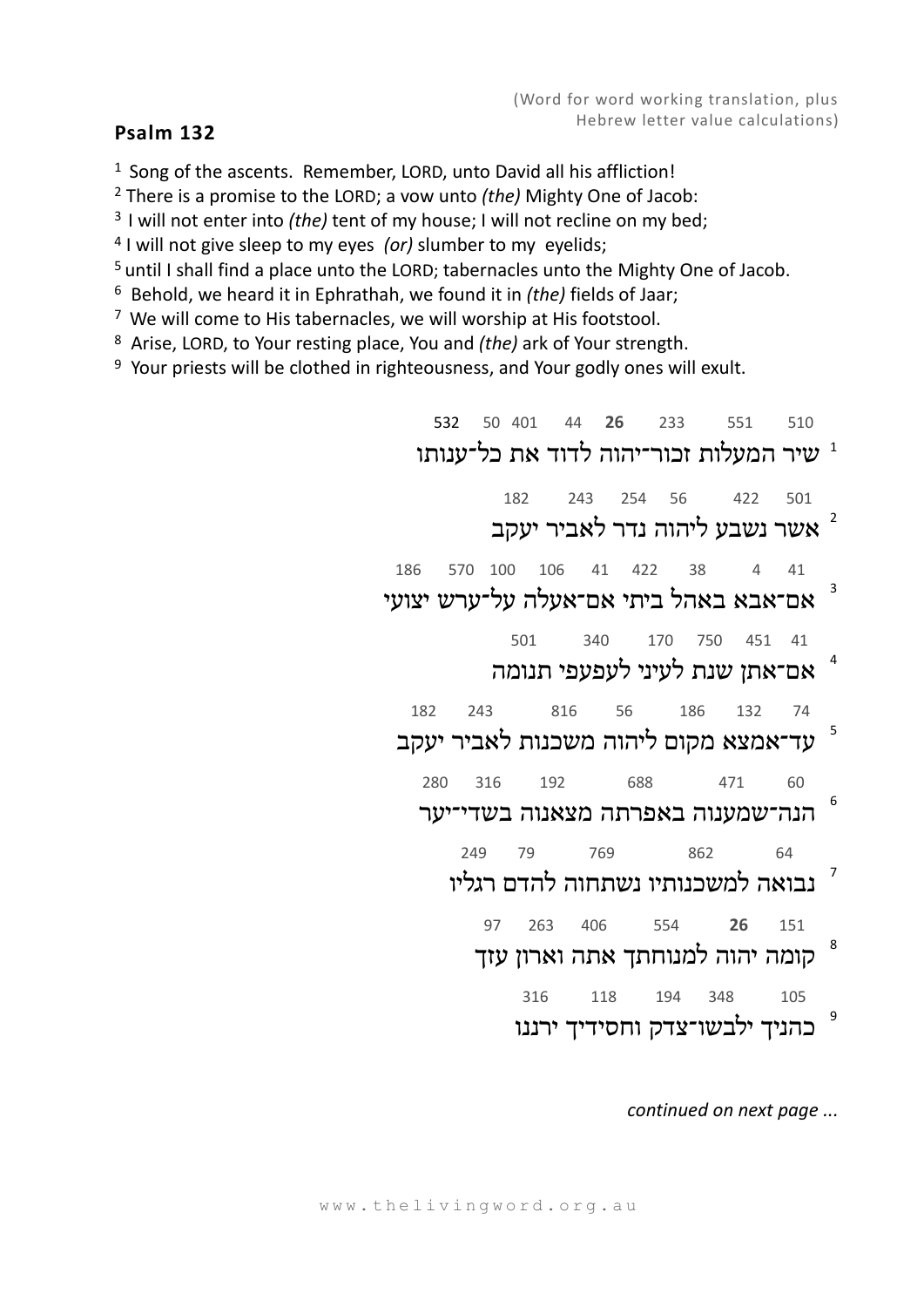(Word for word working translation, plus Hebrew letter value calculations)

## Psalm 132

1 Song of the ascents. Remember, LORD, unto David all his affliction!
2 There is a promise to the LORD; a vow unto *(the)* Mighty One of Jacob:
3 I will not enter into *(the)* tent of my house; I will not recline on my bed;
4 I will not give sleep to my eyes *(or)* slumber to my eyelids;
5 until I shall find a place unto the LORD; tabernacles unto the Mighty One of Jacob.
6 Behold, we heard it in Ephrathah, we found it in *(the)* fields of Jaar;
7 We will come to His tabernacles, we will worship at His footstool.
8 Arise, LORD, to Your resting place, You and *(the)* ark of Your strength.
9 Your priests will be clothed in righteousness, and Your godly ones will exult.

532 50 401 44 **26** 233 551 510
1 שיר המעלות זכור־יהוה לדוד את כל־ענותו

182 243 254 56 422 501
2 אשר נשבע ליהוה נדר לאביר יעקב

186 570 100 106 41 422 38 4 41
3 אם־אבא באהל ביתי אם־אעלה על־ערש יצועי

501 340 170 750 451 41
4 אם־אתן שנת לעיני לעפעפי תנומה

182 243 816 56 186 132 74
5 עד־אמצא מקום ליהוה משכנות לאביר יעקב

280 316 192 688 471 60
6 הנה־שמענוה באפרתה מצאנוה בשדי־יער

249 79 769 862 64
7 נבואה למשכנותיו נשתחוה להדם רגליו

97 263 406 554 **26** 151
8 קומה יהוה למנוחתך אתה וארון עזך

316 118 194 348 105
9 כהניך ילבשו־צדק וחסידיך ירננו

*continued on next page ...*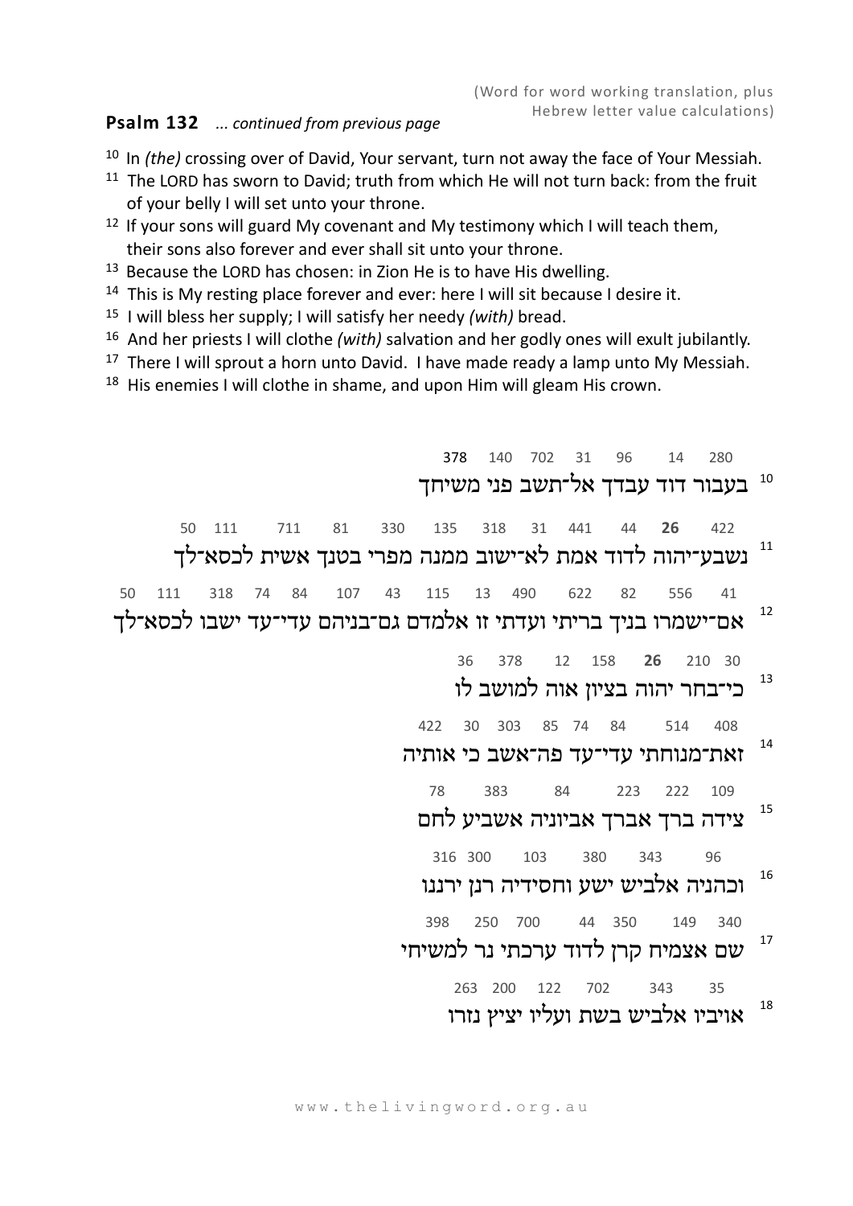(Word for word working translation, plus Hebrew letter value calculations)

**Psalm 132** *... continued from previous page*

10 In *(the)* crossing over of David, Your servant, turn not away the face of Your Messiah.
11 The LORD has sworn to David; truth from which He will not turn back: from the fruit of your belly I will set unto your throne.
12 If your sons will guard My covenant and My testimony which I will teach them, their sons also forever and ever shall sit unto your throne.
13 Because the LORD has chosen: in Zion He is to have His dwelling.
14 This is My resting place forever and ever: here I will sit because I desire it.
15 I will bless her supply; I will satisfy her needy *(with)* bread.
16 And her priests I will clothe *(with)* salvation and her godly ones will exult jubilantly.
17 There I will sprout a horn unto David. I have made ready a lamp unto My Messiah.
18 His enemies I will clothe in shame, and upon Him will gleam His crown.

378 140 702 31 96 14 280
10 בעבור דוד עבדך אל־תשב פני משיחך

50 111 711 81 330 135 318 31 441 44 **26** 422
11 נשבע־יהוה לדוד אמת לא־ישוב ממנה מפרי בטנך אשית לכסא־לך

50 111 318 74 84 107 43 115 13 490 622 82 556 41
12 אם־ישמרו בניך בריתי ועדתי זו אלמדם גם־בניהם עדי־עד ישבו לכסא־לך

36 378 12 158 **26** 210 30
13 כי־בחר יהוה בציון אוה למושב לו

422 30 303 85 74 84 514 408
14 זאת־מנוחתי עדי־עד פה־אשב כי אותיה

78 383 84 223 222 109
15 צידה ברך אברך אביוניה אשביע לחם

316 300 103 380 343 96
16 וכהניה אלביש ישע וחסידיה רנן ירננו

398 250 700 44 350 149 340
17 שם אצמיח קרן לדוד ערכתי נר למשיחי

263 200 122 702 343 35
18 אויביו אלביש בשת ועליו יציץ נזרו